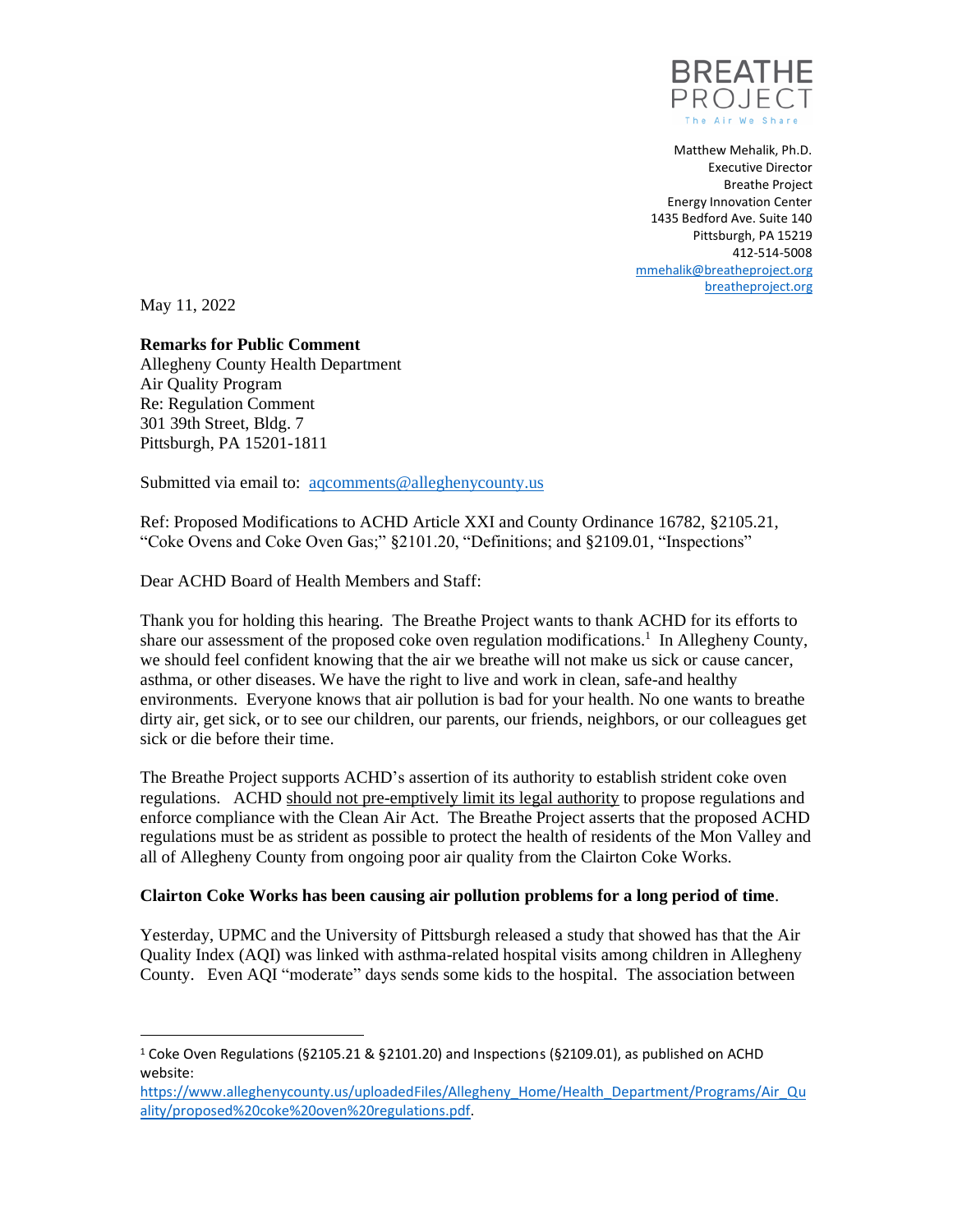BREATHE PROJECT
The Air We Share

Matthew Mehalik, Ph.D.
Executive Director
Breathe Project
Energy Innovation Center
1435 Bedford Ave. Suite 140
Pittsburgh, PA 15219
412-514-5008
mmehalik@breatheproject.org
breatheproject.org

May 11, 2022

**Remarks for Public Comment**
Allegheny County Health Department
Air Quality Program
Re: Regulation Comment
301 39th Street, Bldg. 7
Pittsburgh, PA 15201-1811

Submitted via email to: aqcomments@alleghenycounty.us

Ref: Proposed Modifications to ACHD Article XXI and County Ordinance 16782, §2105.21, "Coke Ovens and Coke Oven Gas;" §2101.20, "Definitions; and §2109.01, "Inspections"

Dear ACHD Board of Health Members and Staff:

Thank you for holding this hearing. The Breathe Project wants to thank ACHD for its efforts to share our assessment of the proposed coke oven regulation modifications.[1] In Allegheny County, we should feel confident knowing that the air we breathe will not make us sick or cause cancer, asthma, or other diseases. We have the right to live and work in clean, safe-and healthy environments. Everyone knows that air pollution is bad for your health. No one wants to breathe dirty air, get sick, or to see our children, our parents, our friends, neighbors, or our colleagues get sick or die before their time.

The Breathe Project supports ACHD's assertion of its authority to establish strident coke oven regulations. ACHD should not pre-emptively limit its legal authority to propose regulations and enforce compliance with the Clean Air Act. The Breathe Project asserts that the proposed ACHD regulations must be as strident as possible to protect the health of residents of the Mon Valley and all of Allegheny County from ongoing poor air quality from the Clairton Coke Works.

**Clairton Coke Works has been causing air pollution problems for a long period of time**.

Yesterday, UPMC and the University of Pittsburgh released a study that showed has that the Air Quality Index (AQI) was linked with asthma-related hospital visits among children in Allegheny County. Even AQI "moderate" days sends some kids to the hospital. The association between

---

[1] Coke Oven Regulations (§2105.21 & §2101.20) and Inspections (§2109.01), as published on ACHD website: https://www.alleghenycounty.us/uploadedFiles/Allegheny_Home/Health_Department/Programs/Air_Quality/proposed%20coke%20oven%20regulations.pdf.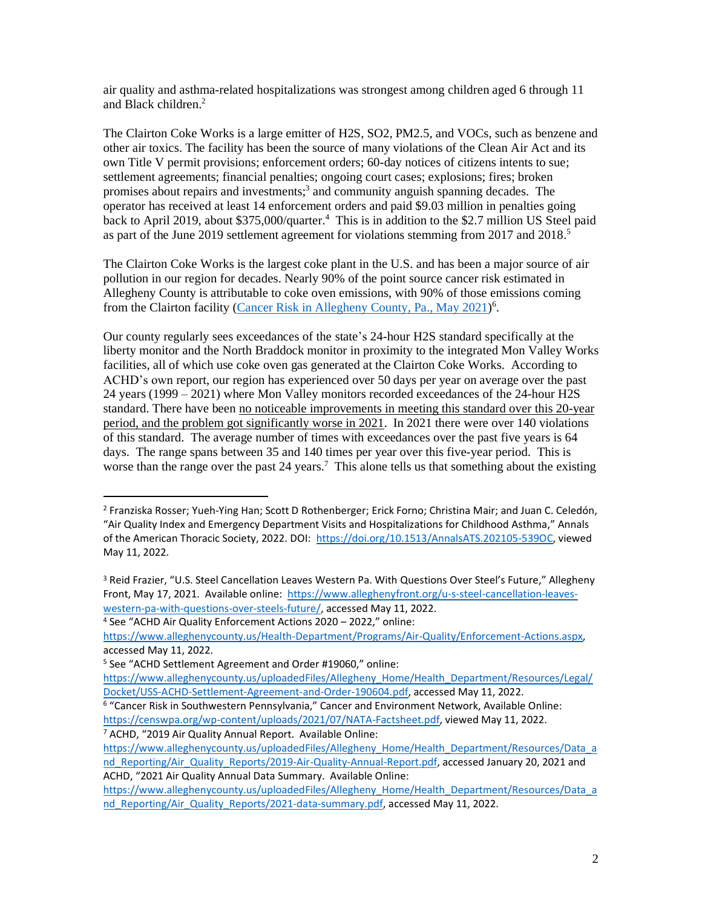air quality and asthma-related hospitalizations was strongest among children aged 6 through 11 and Black children.[2]

The Clairton Coke Works is a large emitter of $H_2S$, $SO_2$, $PM_{2.5}$, and VOCs, such as benzene and other air toxics. The facility has been the source of many violations of the Clean Air Act and its own Title V permit provisions; enforcement orders; 60-day notices of citizens intents to sue; settlement agreements; financial penalties; ongoing court cases; explosions; fires; broken promises about repairs and investments;[3] and community anguish spanning decades. The operator has received at least 14 enforcement orders and paid \$9.03 million in penalties going back to April 2019, about \$375,000/quarter.[4] This is in addition to the \$2.7 million US Steel paid as part of the June 2019 settlement agreement for violations stemming from 2017 and 2018.[5]

The Clairton Coke Works is the largest coke plant in the U.S. and has been a major source of air pollution in our region for decades. Nearly 90% of the point source cancer risk estimated in Allegheny County is attributable to coke oven emissions, with 90% of those emissions coming from the Clairton facility ([Cancer Risk in Allegheny County, Pa., May 2021](https://censwpa.org/wp-content/uploads/2021/07/NATA-Factsheet.pdf))[6].

Our county regularly sees exceedances of the state's 24-hour $H_2S$ standard specifically at the liberty monitor and the North Braddock monitor in proximity to the integrated Mon Valley Works facilities, all of which use coke oven gas generated at the Clairton Coke Works. According to ACHD's own report, our region has experienced over 50 days per year on average over the past 24 years (1999 – 2021) where Mon Valley monitors recorded exceedances of the 24-hour $H_2S$ standard. There have been <u>no noticeable improvements in meeting this standard over this 20-year period, and the problem got significantly worse in 2021</u>. In 2021 there were over 140 violations of this standard. The average number of times with exceedances over the past five years is 64 days. The range spans between 35 and 140 times per year over this five-year period. This is worse than the range over the past 24 years.[7] This alone tells us that something about the existing

---

[2] Franziska Rosser; Yueh-Ying Han; Scott D Rothenberger; Erick Forno; Christina Mair; and Juan C. Celedón, "Air Quality Index and Emergency Department Visits and Hospitalizations for Childhood Asthma," Annals of the American Thoracic Society, 2022. DOI: https://doi.org/10.1513/AnnalsATS.202105-539OC, viewed May 11, 2022.

[3] Reid Frazier, "U.S. Steel Cancellation Leaves Western Pa. With Questions Over Steel's Future," Allegheny Front, May 17, 2021. Available online: https://www.alleghenyfront.org/u-s-steel-cancellation-leaves-western-pa-with-questions-over-steels-future/, accessed May 11, 2022.

[4] See "ACHD Air Quality Enforcement Actions 2020 – 2022," online: https://www.alleghenycounty.us/Health-Department/Programs/Air-Quality/Enforcement-Actions.aspx, accessed May 11, 2022.

[5] See "ACHD Settlement Agreement and Order #19060," online: https://www.alleghenycounty.us/uploadedFiles/Allegheny_Home/Health_Department/Resources/Legal/Docket/USS-ACHD-Settlement-Agreement-and-Order-190604.pdf, accessed May 11, 2022.

[6] "Cancer Risk in Southwestern Pennsylvania," Cancer and Environment Network, Available Online: https://censwpa.org/wp-content/uploads/2021/07/NATA-Factsheet.pdf, viewed May 11, 2022.

[7] ACHD, "2019 Air Quality Annual Report. Available Online: https://www.alleghenycounty.us/uploadedFiles/Allegheny_Home/Health_Department/Resources/Data_and_Reporting/Air_Quality_Reports/2019-Air-Quality-Annual-Report.pdf, accessed January 20, 2021 and ACHD, "2021 Air Quality Annual Data Summary. Available Online: https://www.alleghenycounty.us/uploadedFiles/Allegheny_Home/Health_Department/Resources/Data_and_Reporting/Air_Quality_Reports/2021-data-summary.pdf, accessed May 11, 2022.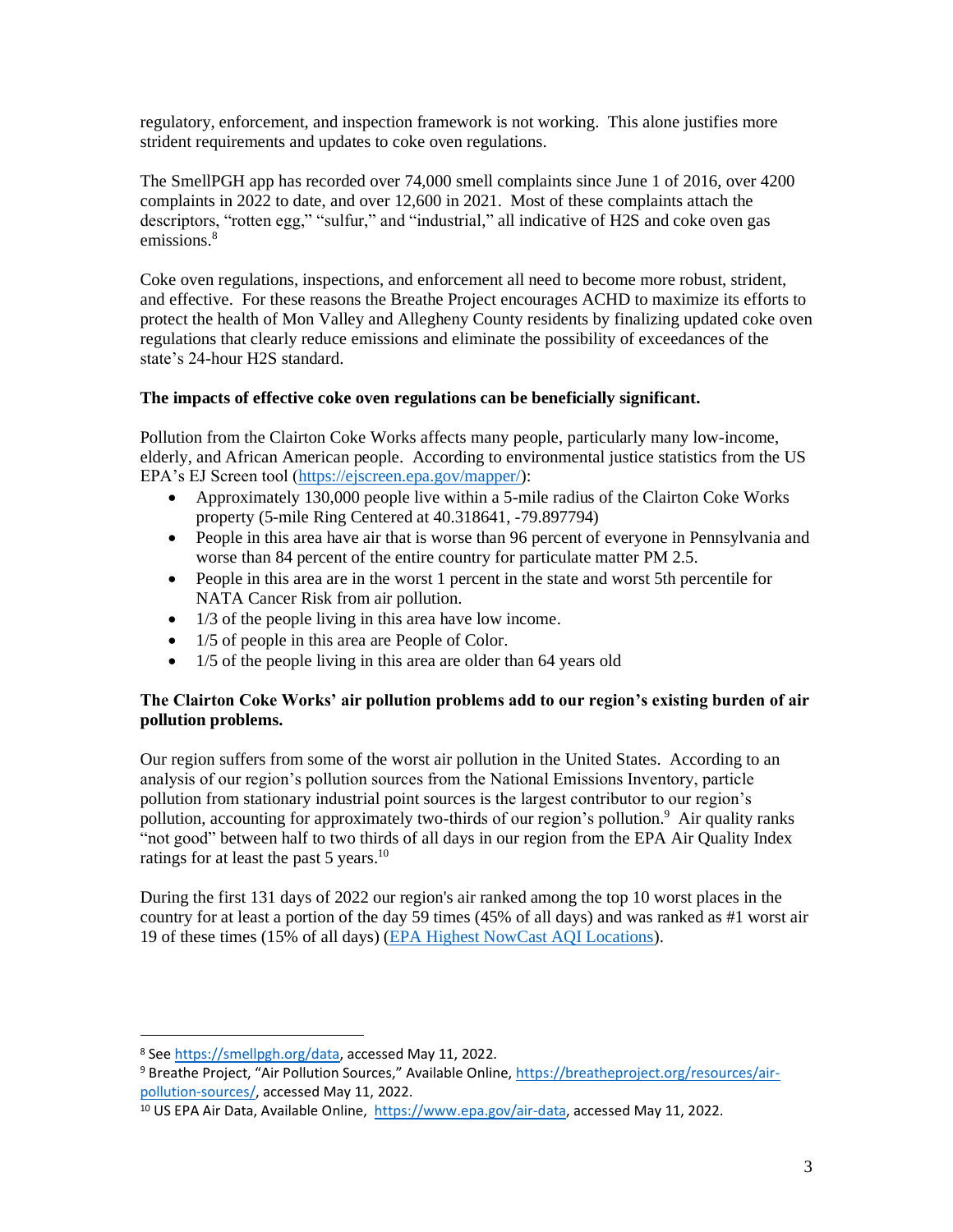regulatory, enforcement, and inspection framework is not working. This alone justifies more strident requirements and updates to coke oven regulations.

The SmellPGH app has recorded over 74,000 smell complaints since June 1 of 2016, over 4200 complaints in 2022 to date, and over 12,600 in 2021. Most of these complaints attach the descriptors, "rotten egg," "sulfur," and "industrial," all indicative of H2S and coke oven gas emissions.[8]

Coke oven regulations, inspections, and enforcement all need to become more robust, strident, and effective. For these reasons the Breathe Project encourages ACHD to maximize its efforts to protect the health of Mon Valley and Allegheny County residents by finalizing updated coke oven regulations that clearly reduce emissions and eliminate the possibility of exceedances of the state's 24-hour H2S standard.

**The impacts of effective coke oven regulations can be beneficially significant.**

Pollution from the Clairton Coke Works affects many people, particularly many low-income, elderly, and African American people. According to environmental justice statistics from the US EPA's EJ Screen tool (https://ejscreen.epa.gov/mapper/):

- Approximately 130,000 people live within a 5-mile radius of the Clairton Coke Works property (5-mile Ring Centered at 40.318641, -79.897794)
- People in this area have air that is worse than 96 percent of everyone in Pennsylvania and worse than 84 percent of the entire country for particulate matter PM 2.5.
- People in this area are in the worst 1 percent in the state and worst 5th percentile for NATA Cancer Risk from air pollution.
- 1/3 of the people living in this area have low income.
- 1/5 of people in this area are People of Color.
- 1/5 of the people living in this area are older than 64 years old

**The Clairton Coke Works' air pollution problems add to our region's existing burden of air pollution problems.**

Our region suffers from some of the worst air pollution in the United States. According to an analysis of our region's pollution sources from the National Emissions Inventory, particle pollution from stationary industrial point sources is the largest contributor to our region's pollution, accounting for approximately two-thirds of our region's pollution.[9] Air quality ranks "not good" between half to two thirds of all days in our region from the EPA Air Quality Index ratings for at least the past 5 years.[10]

During the first 131 days of 2022 our region's air ranked among the top 10 worst places in the country for at least a portion of the day 59 times (45% of all days) and was ranked as #1 worst air 19 of these times (15% of all days) (EPA Highest NowCast AQI Locations).

---

[8] See https://smellpgh.org/data, accessed May 11, 2022.

[9] Breathe Project, "Air Pollution Sources," Available Online, https://breatheproject.org/resources/air-pollution-sources/, accessed May 11, 2022.

[10] US EPA Air Data, Available Online, https://www.epa.gov/air-data, accessed May 11, 2022.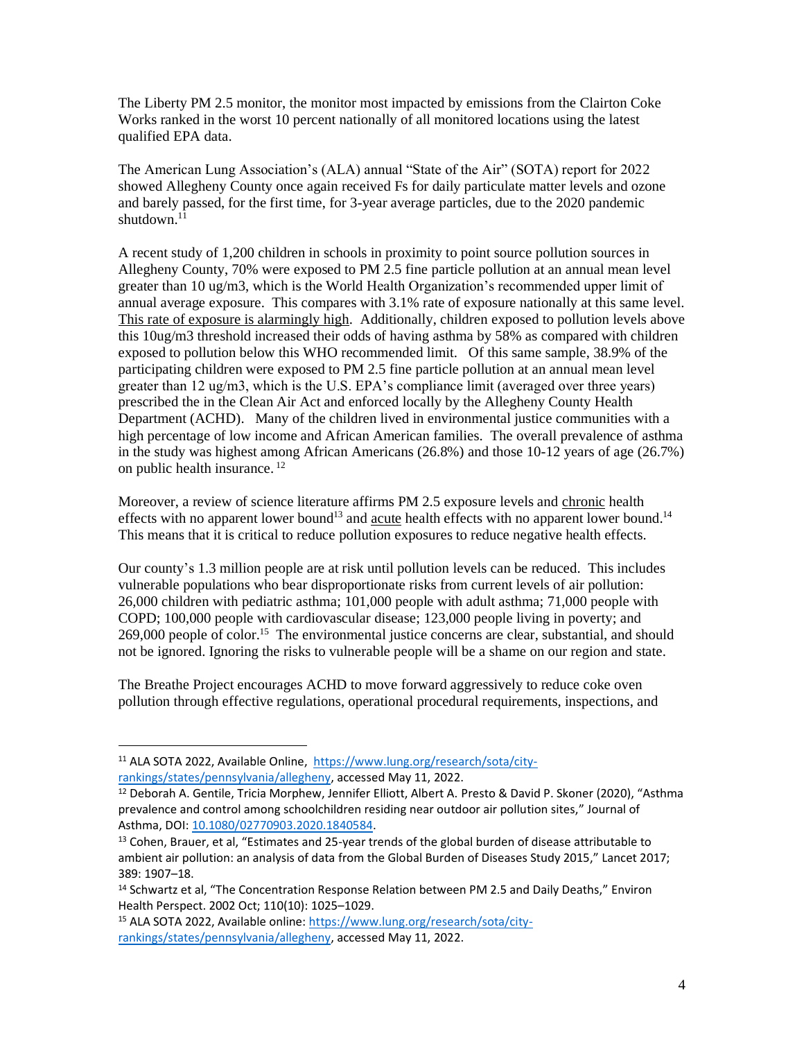The Liberty PM 2.5 monitor, the monitor most impacted by emissions from the Clairton Coke Works ranked in the worst 10 percent nationally of all monitored locations using the latest qualified EPA data.

The American Lung Association's (ALA) annual "State of the Air" (SOTA) report for 2022 showed Allegheny County once again received Fs for daily particulate matter levels and ozone and barely passed, for the first time, for 3-year average particles, due to the 2020 pandemic shutdown.[11]

A recent study of 1,200 children in schools in proximity to point source pollution sources in Allegheny County, 70% were exposed to PM 2.5 fine particle pollution at an annual mean level greater than 10 ug/m3, which is the World Health Organization's recommended upper limit of annual average exposure. This compares with 3.1% rate of exposure nationally at this same level. <u>This rate of exposure is alarmingly high</u>. Additionally, children exposed to pollution levels above this 10ug/m3 threshold increased their odds of having asthma by 58% as compared with children exposed to pollution below this WHO recommended limit. Of this same sample, 38.9% of the participating children were exposed to PM 2.5 fine particle pollution at an annual mean level greater than 12 ug/m3, which is the U.S. EPA's compliance limit (averaged over three years) prescribed the in the Clean Air Act and enforced locally by the Allegheny County Health Department (ACHD). Many of the children lived in environmental justice communities with a high percentage of low income and African American families. The overall prevalence of asthma in the study was highest among African Americans (26.8%) and those 10-12 years of age (26.7%) on public health insurance.[12]

Moreover, a review of science literature affirms PM 2.5 exposure levels and <u>chronic</u> health effects with no apparent lower bound[13] and <u>acute</u> health effects with no apparent lower bound.[14] This means that it is critical to reduce pollution exposures to reduce negative health effects.

Our county's 1.3 million people are at risk until pollution levels can be reduced. This includes vulnerable populations who bear disproportionate risks from current levels of air pollution: 26,000 children with pediatric asthma; 101,000 people with adult asthma; 71,000 people with COPD; 100,000 people with cardiovascular disease; 123,000 people living in poverty; and 269,000 people of color.[15] The environmental justice concerns are clear, substantial, and should not be ignored. Ignoring the risks to vulnerable people will be a shame on our region and state.

The Breathe Project encourages ACHD to move forward aggressively to reduce coke oven pollution through effective regulations, operational procedural requirements, inspections, and

---

[11] ALA SOTA 2022, Available Online, https://www.lung.org/research/sota/city-rankings/states/pennsylvania/allegheny, accessed May 11, 2022.

[12] Deborah A. Gentile, Tricia Morphew, Jennifer Elliott, Albert A. Presto & David P. Skoner (2020), "Asthma prevalence and control among schoolchildren residing near outdoor air pollution sites," Journal of Asthma, DOI: 10.1080/02770903.2020.1840584.

[13] Cohen, Brauer, et al, "Estimates and 25-year trends of the global burden of disease attributable to ambient air pollution: an analysis of data from the Global Burden of Diseases Study 2015," Lancet 2017; 389: 1907–18.

[14] Schwartz et al, "The Concentration Response Relation between PM 2.5 and Daily Deaths," Environ Health Perspect. 2002 Oct; 110(10): 1025–1029.

[15] ALA SOTA 2022, Available online: https://www.lung.org/research/sota/city-rankings/states/pennsylvania/allegheny, accessed May 11, 2022.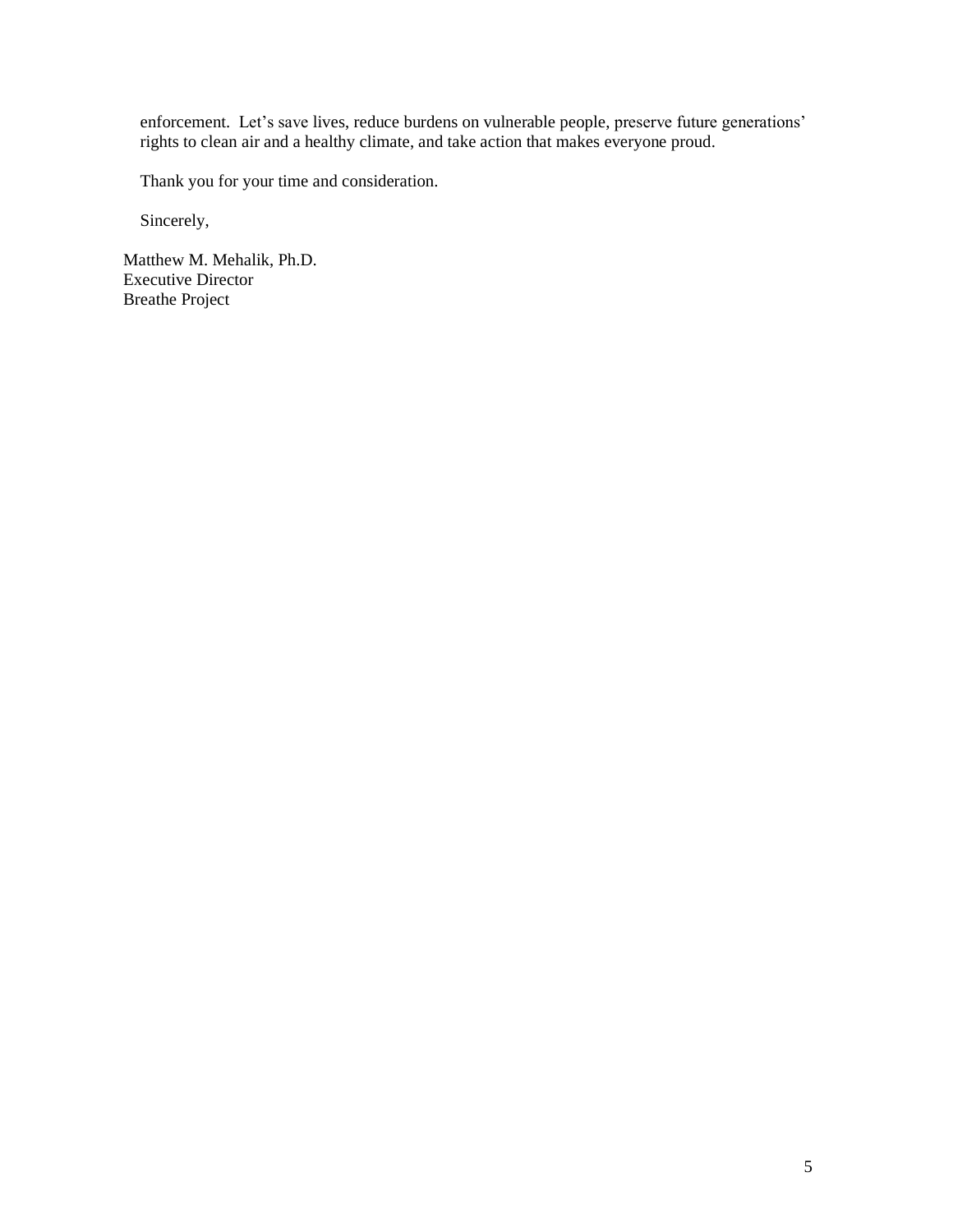enforcement. Let's save lives, reduce burdens on vulnerable people, preserve future generations' rights to clean air and a healthy climate, and take action that makes everyone proud.

Thank you for your time and consideration.

Sincerely,

Matthew M. Mehalik, Ph.D.
Executive Director
Breathe Project